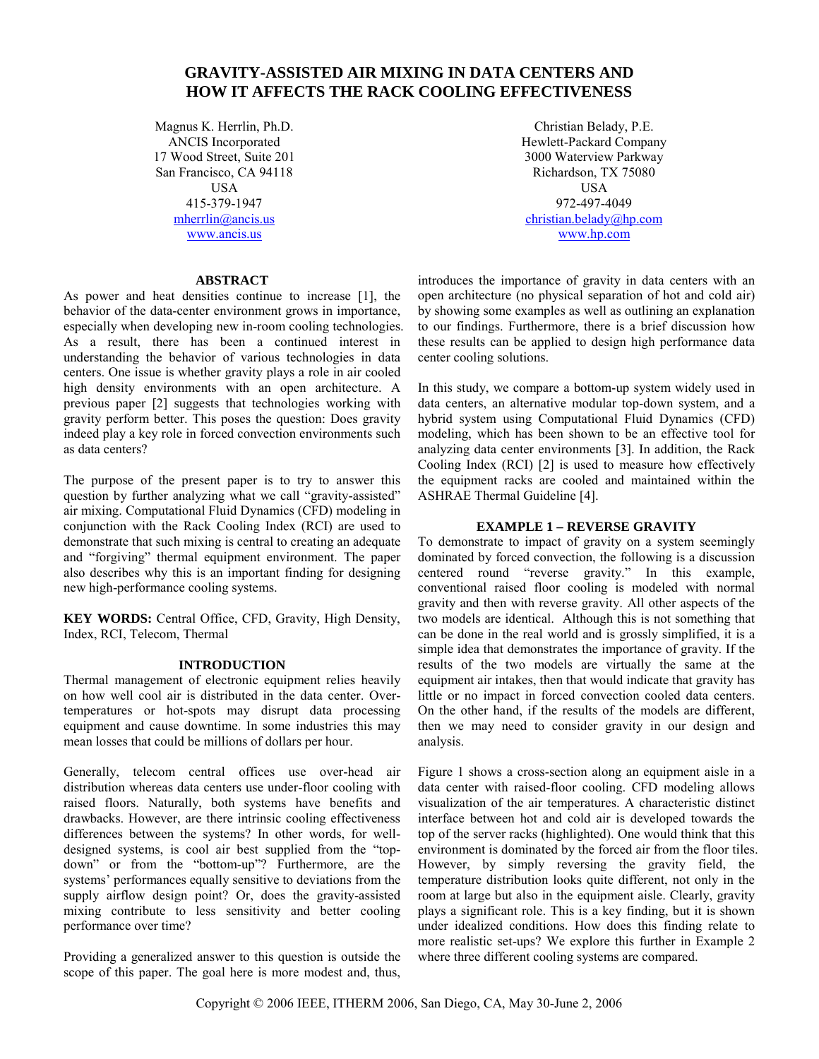# GRAVITY-ASSISTED AIR MIXING IN DATA CENTERS AND HOW IT AFFECTS THE RACK COOLING EFFECTIVENESS

Magnus K. Herrlin, Ph.D.
ANCIS Incorporated
17 Wood Street, Suite 201
San Francisco, CA 94118
USA
415-379-1947
mherrlin@ancis.us
www.ancis.us

Christian Belady, P.E.
Hewlett-Packard Company
3000 Waterview Parkway
Richardson, TX 75080
USA
972-497-4049
christian.belady@hp.com
www.hp.com

## ABSTRACT

As power and heat densities continue to increase [1], the behavior of the data-center environment grows in importance, especially when developing new in-room cooling technologies. As a result, there has been a continued interest in understanding the behavior of various technologies in data centers. One issue is whether gravity plays a role in air cooled high density environments with an open architecture. A previous paper [2] suggests that technologies working with gravity perform better. This poses the question: Does gravity indeed play a key role in forced convection environments such as data centers?

The purpose of the present paper is to try to answer this question by further analyzing what we call "gravity-assisted" air mixing. Computational Fluid Dynamics (CFD) modeling in conjunction with the Rack Cooling Index (RCI) are used to demonstrate that such mixing is central to creating an adequate and "forgiving" thermal equipment environment. The paper also describes why this is an important finding for designing new high-performance cooling systems.

**KEY WORDS:** Central Office, CFD, Gravity, High Density, Index, RCI, Telecom, Thermal

## INTRODUCTION

Thermal management of electronic equipment relies heavily on how well cool air is distributed in the data center. Over-temperatures or hot-spots may disrupt data processing equipment and cause downtime. In some industries this may mean losses that could be millions of dollars per hour.

Generally, telecom central offices use over-head air distribution whereas data centers use under-floor cooling with raised floors. Naturally, both systems have benefits and drawbacks. However, are there intrinsic cooling effectiveness differences between the systems? In other words, for well-designed systems, is cool air best supplied from the "top-down" or from the "bottom-up"? Furthermore, are the systems' performances equally sensitive to deviations from the supply airflow design point? Or, does the gravity-assisted mixing contribute to less sensitivity and better cooling performance over time?

Providing a generalized answer to this question is outside the scope of this paper. The goal here is more modest and, thus, introduces the importance of gravity in data centers with an open architecture (no physical separation of hot and cold air) by showing some examples as well as outlining an explanation to our findings. Furthermore, there is a brief discussion how these results can be applied to design high performance data center cooling solutions.

In this study, we compare a bottom-up system widely used in data centers, an alternative modular top-down system, and a hybrid system using Computational Fluid Dynamics (CFD) modeling, which has been shown to be an effective tool for analyzing data center environments [3]. In addition, the Rack Cooling Index (RCI) [2] is used to measure how effectively the equipment racks are cooled and maintained within the ASHRAE Thermal Guideline [4].

## EXAMPLE 1 – REVERSE GRAVITY

To demonstrate to impact of gravity on a system seemingly dominated by forced convection, the following is a discussion centered round "reverse gravity." In this example, conventional raised floor cooling is modeled with normal gravity and then with reverse gravity. All other aspects of the two models are identical. Although this is not something that can be done in the real world and is grossly simplified, it is a simple idea that demonstrates the importance of gravity. If the results of the two models are virtually the same at the equipment air intakes, then that would indicate that gravity has little or no impact in forced convection cooled data centers. On the other hand, if the results of the models are different, then we may need to consider gravity in our design and analysis.

Figure 1 shows a cross-section along an equipment aisle in a data center with raised-floor cooling. CFD modeling allows visualization of the air temperatures. A characteristic distinct interface between hot and cold air is developed towards the top of the server racks (highlighted). One would think that this environment is dominated by the forced air from the floor tiles. However, by simply reversing the gravity field, the temperature distribution looks quite different, not only in the room at large but also in the equipment aisle. Clearly, gravity plays a significant role. This is a key finding, but it is shown under idealized conditions. How does this finding relate to more realistic set-ups? We explore this further in Example 2 where three different cooling systems are compared.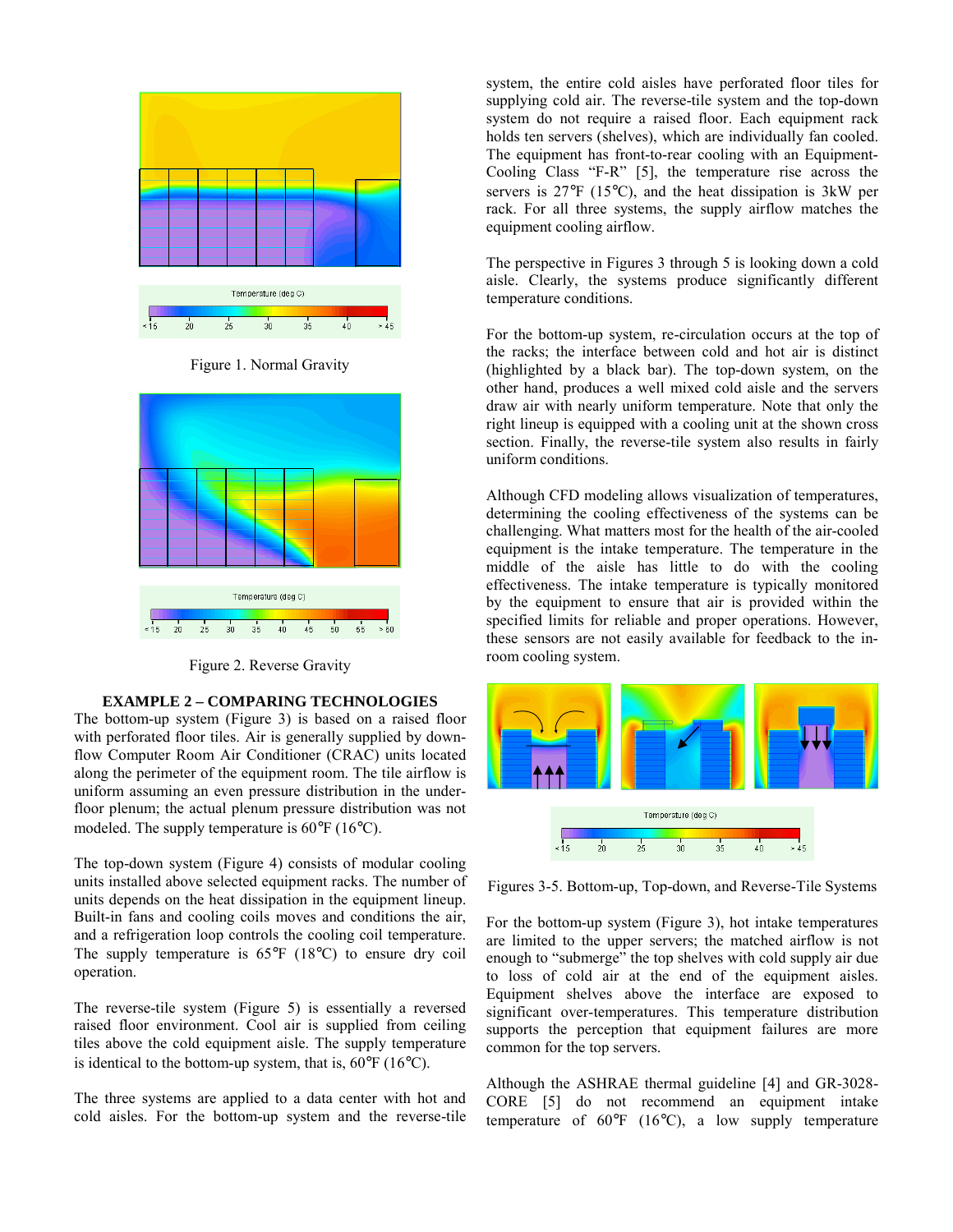Figure 1. Normal Gravity

Figure 2. Reverse Gravity

### EXAMPLE 2 – COMPARING TECHNOLOGIES

The bottom-up system (Figure 3) is based on a raised floor with perforated floor tiles. Air is generally supplied by down-flow Computer Room Air Conditioner (CRAC) units located along the perimeter of the equipment room. The tile airflow is uniform assuming an even pressure distribution in the under-floor plenum; the actual plenum pressure distribution was not modeled. The supply temperature is 60°F (16°C).

The top-down system (Figure 4) consists of modular cooling units installed above selected equipment racks. The number of units depends on the heat dissipation in the equipment lineup. Built-in fans and cooling coils moves and conditions the air, and a refrigeration loop controls the cooling coil temperature. The supply temperature is 65°F (18°C) to ensure dry coil operation.

The reverse-tile system (Figure 5) is essentially a reversed raised floor environment. Cool air is supplied from ceiling tiles above the cold equipment aisle. The supply temperature is identical to the bottom-up system, that is, 60°F (16°C).

The three systems are applied to a data center with hot and cold aisles. For the bottom-up system and the reverse-tile system, the entire cold aisles have perforated floor tiles for supplying cold air. The reverse-tile system and the top-down system do not require a raised floor. Each equipment rack holds ten servers (shelves), which are individually fan cooled. The equipment has front-to-rear cooling with an Equipment-Cooling Class "F-R" [5], the temperature rise across the servers is 27°F (15°C), and the heat dissipation is 3kW per rack. For all three systems, the supply airflow matches the equipment cooling airflow.

The perspective in Figures 3 through 5 is looking down a cold aisle. Clearly, the systems produce significantly different temperature conditions.

For the bottom-up system, re-circulation occurs at the top of the racks; the interface between cold and hot air is distinct (highlighted by a black bar). The top-down system, on the other hand, produces a well mixed cold aisle and the servers draw air with nearly uniform temperature. Note that only the right lineup is equipped with a cooling unit at the shown cross section. Finally, the reverse-tile system also results in fairly uniform conditions.

Although CFD modeling allows visualization of temperatures, determining the cooling effectiveness of the systems can be challenging. What matters most for the health of the air-cooled equipment is the intake temperature. The temperature in the middle of the aisle has little to do with the cooling effectiveness. The intake temperature is typically monitored by the equipment to ensure that air is provided within the specified limits for reliable and proper operations. However, these sensors are not easily available for feedback to the in-room cooling system.

Figures 3-5. Bottom-up, Top-down, and Reverse-Tile Systems

For the bottom-up system (Figure 3), hot intake temperatures are limited to the upper servers; the matched airflow is not enough to "submerge" the top shelves with cold supply air due to loss of cold air at the end of the equipment aisles. Equipment shelves above the interface are exposed to significant over-temperatures. This temperature distribution supports the perception that equipment failures are more common for the top servers.

Although the ASHRAE thermal guideline [4] and GR-3028-CORE [5] do not recommend an equipment intake temperature of 60°F (16°C), a low supply temperature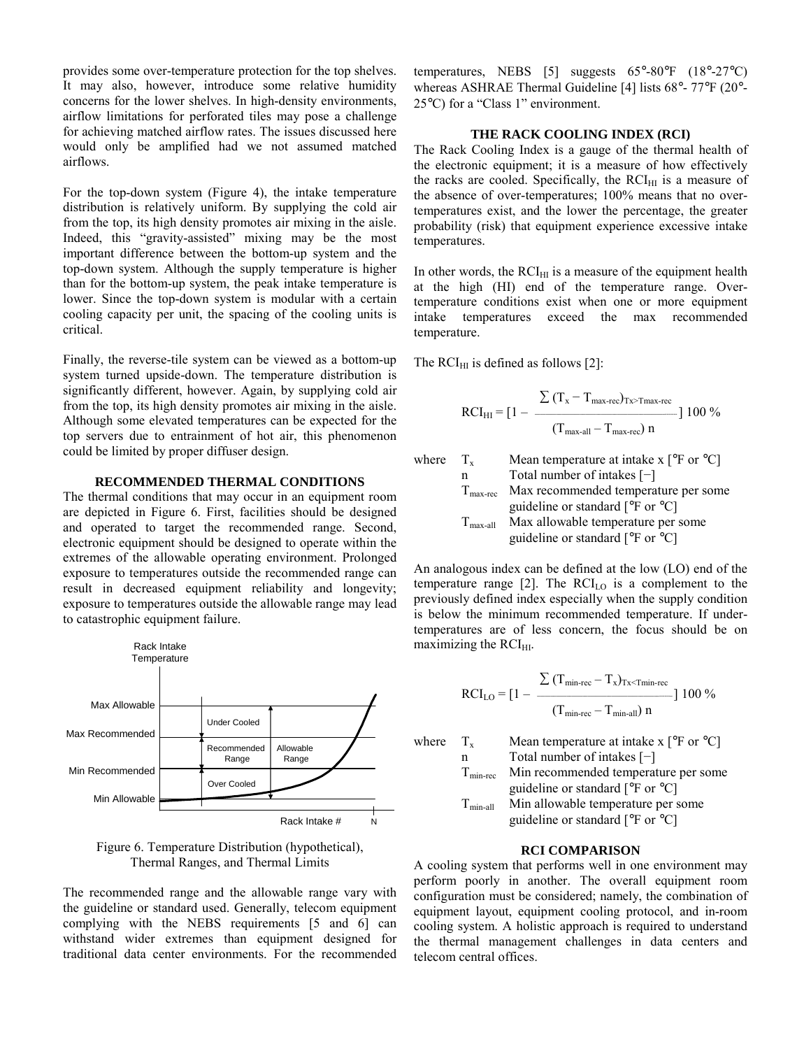provides some over-temperature protection for the top shelves. It may also, however, introduce some relative humidity concerns for the lower shelves. In high-density environments, airflow limitations for perforated tiles may pose a challenge for achieving matched airflow rates. The issues discussed here would only be amplified had we not assumed matched airflows.

For the top-down system (Figure 4), the intake temperature distribution is relatively uniform. By supplying the cold air from the top, its high density promotes air mixing in the aisle. Indeed, this "gravity-assisted" mixing may be the most important difference between the bottom-up system and the top-down system. Although the supply temperature is higher than for the bottom-up system, the peak intake temperature is lower. Since the top-down system is modular with a certain cooling capacity per unit, the spacing of the cooling units is critical.

Finally, the reverse-tile system can be viewed as a bottom-up system turned upside-down. The temperature distribution is significantly different, however. Again, by supplying cold air from the top, its high density promotes air mixing in the aisle. Although some elevated temperatures can be expected for the top servers due to entrainment of hot air, this phenomenon could be limited by proper diffuser design.

## RECOMMENDED THERMAL CONDITIONS

The thermal conditions that may occur in an equipment room are depicted in Figure 6. First, facilities should be designed and operated to target the recommended range. Second, electronic equipment should be designed to operate within the extremes of the allowable operating environment. Prolonged exposure to temperatures outside the recommended range can result in decreased equipment reliability and longevity; exposure to temperatures outside the allowable range may lead to catastrophic equipment failure.

Figure 6. Temperature Distribution (hypothetical), Thermal Ranges, and Thermal Limits

The recommended range and the allowable range vary with the guideline or standard used. Generally, telecom equipment complying with the NEBS requirements [5 and 6] can withstand wider extremes than equipment designed for traditional data center environments. For the recommended temperatures, NEBS [5] suggests 65°-80°F (18°-27°C) whereas ASHRAE Thermal Guideline [4] lists 68°- 77°F (20°-25°C) for a "Class 1" environment.

## THE RACK COOLING INDEX (RCI)

The Rack Cooling Index is a gauge of the thermal health of the electronic equipment; it is a measure of how effectively the racks are cooled. Specifically, the $RCI_{HI}$ is a measure of the absence of over-temperatures; 100% means that no over-temperatures exist, and the lower the percentage, the greater probability (risk) that equipment experience excessive intake temperatures.

In other words, the $RCI_{HI}$ is a measure of the equipment health at the high (HI) end of the temperature range. Over-temperature conditions exist when one or more equipment intake temperatures exceed the max recommended temperature.

The $RCI_{HI}$ is defined as follows [2]:

$$RCI_{HI} = \left[1 - \frac{\sum (T_x - T_{max\text{-}rec})_{T_x > T_{max\text{-}rec}}}{(T_{max\text{-}all} - T_{max\text{-}rec})\, n}\right] 100\ \%$$

where
- $T_x$ — Mean temperature at intake x [°F or °C]
- $n$ — Total number of intakes [−]
- $T_{max\text{-}rec}$ — Max recommended temperature per some guideline or standard [°F or °C]
- $T_{max\text{-}all}$ — Max allowable temperature per some guideline or standard [°F or °C]

An analogous index can be defined at the low (LO) end of the temperature range [2]. The $RCI_{LO}$ is a complement to the previously defined index especially when the supply condition is below the minimum recommended temperature. If under-temperatures are of less concern, the focus should be on maximizing the $RCI_{HI}$.

$$RCI_{LO} = \left[1 - \frac{\sum (T_{min\text{-}rec} - T_x)_{T_x < T_{min\text{-}rec}}}{(T_{min\text{-}rec} - T_{min\text{-}all})\, n}\right] 100\ \%$$

where
- $T_x$ — Mean temperature at intake x [°F or °C]
- $n$ — Total number of intakes [−]
- $T_{min\text{-}rec}$ — Min recommended temperature per some guideline or standard [°F or °C]
- $T_{min\text{-}all}$ — Min allowable temperature per some guideline or standard [°F or °C]

## RCI COMPARISON

A cooling system that performs well in one environment may perform poorly in another. The overall equipment room configuration must be considered; namely, the combination of equipment layout, equipment cooling protocol, and in-room cooling system. A holistic approach is required to understand the thermal management challenges in data centers and telecom central offices.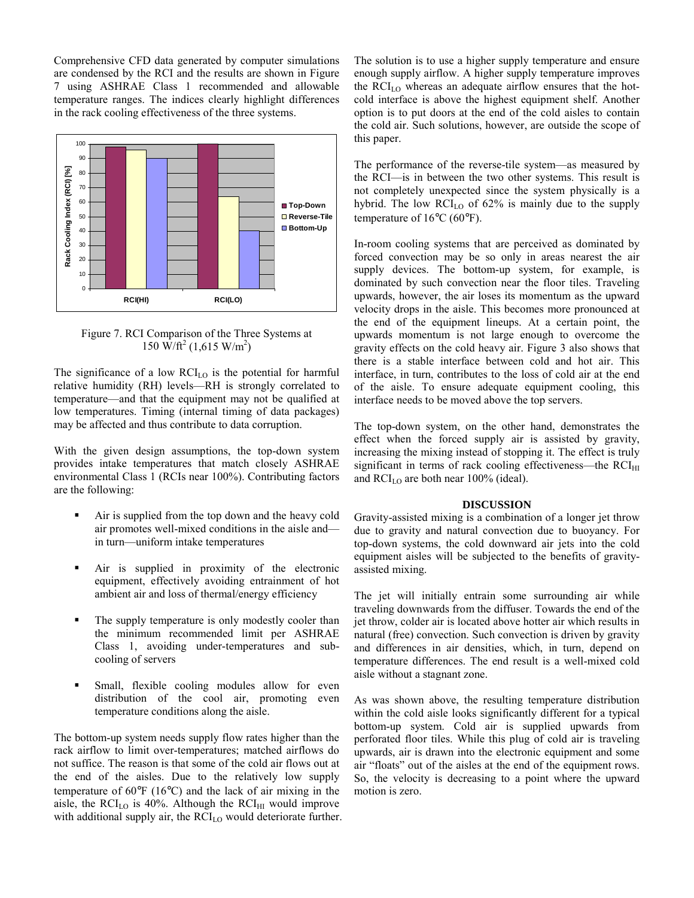Comprehensive CFD data generated by computer simulations are condensed by the RCI and the results are shown in Figure 7 using ASHRAE Class 1 recommended and allowable temperature ranges. The indices clearly highlight differences in the rack cooling effectiveness of the three systems.

Rack Cooling Index (RCI) [%]

100
90
80
70
60
50
40
30
20
10
0

RCI(HI)
RCI(LO)

Top-Down
Reverse-Tile
Bottom-Up

Figure 7. RCI Comparison of the Three Systems at 150 W/ft$^2$ (1,615 W/m$^2$)

The significance of a low $RCI_{LO}$ is the potential for harmful relative humidity (RH) levels—RH is strongly correlated to temperature—and that the equipment may not be qualified at low temperatures. Timing (internal timing of data packages) may be affected and thus contribute to data corruption.

With the given design assumptions, the top-down system provides intake temperatures that match closely ASHRAE environmental Class 1 (RCIs near 100%). Contributing factors are the following:

- Air is supplied from the top down and the heavy cold air promotes well-mixed conditions in the aisle and—in turn—uniform intake temperatures
- Air is supplied in proximity of the electronic equipment, effectively avoiding entrainment of hot ambient air and loss of thermal/energy efficiency
- The supply temperature is only modestly cooler than the minimum recommended limit per ASHRAE Class 1, avoiding under-temperatures and sub-cooling of servers
- Small, flexible cooling modules allow for even distribution of the cool air, promoting even temperature conditions along the aisle.

The bottom-up system needs supply flow rates higher than the rack airflow to limit over-temperatures; matched airflows do not suffice. The reason is that some of the cold air flows out at the end of the aisles. Due to the relatively low supply temperature of 60°F (16°C) and the lack of air mixing in the aisle, the $RCI_{LO}$ is 40%. Although the $RCI_{HI}$ would improve with additional supply air, the $RCI_{LO}$ would deteriorate further.

The solution is to use a higher supply temperature and ensure enough supply airflow. A higher supply temperature improves the $RCI_{LO}$ whereas an adequate airflow ensures that the hot-cold interface is above the highest equipment shelf. Another option is to put doors at the end of the cold aisles to contain the cold air. Such solutions, however, are outside the scope of this paper.

The performance of the reverse-tile system—as measured by the RCI—is in between the two other systems. This result is not completely unexpected since the system physically is a hybrid. The low $RCI_{LO}$ of 62% is mainly due to the supply temperature of 16°C (60°F).

In-room cooling systems that are perceived as dominated by forced convection may be so only in areas nearest the air supply devices. The bottom-up system, for example, is dominated by such convection near the floor tiles. Traveling upwards, however, the air loses its momentum as the upward velocity drops in the aisle. This becomes more pronounced at the end of the equipment lineups. At a certain point, the upwards momentum is not large enough to overcome the gravity effects on the cold heavy air. Figure 3 also shows that there is a stable interface between cold and hot air. This interface, in turn, contributes to the loss of cold air at the end of the aisle. To ensure adequate equipment cooling, this interface needs to be moved above the top servers.

The top-down system, on the other hand, demonstrates the effect when the forced supply air is assisted by gravity, increasing the mixing instead of stopping it. The effect is truly significant in terms of rack cooling effectiveness—the $RCI_{HI}$ and $RCI_{LO}$ are both near 100% (ideal).

## DISCUSSION

Gravity-assisted mixing is a combination of a longer jet throw due to gravity and natural convection due to buoyancy. For top-down systems, the cold downward air jets into the cold equipment aisles will be subjected to the benefits of gravity-assisted mixing.

The jet will initially entrain some surrounding air while traveling downwards from the diffuser. Towards the end of the jet throw, colder air is located above hotter air which results in natural (free) convection. Such convection is driven by gravity and differences in air densities, which, in turn, depend on temperature differences. The end result is a well-mixed cold aisle without a stagnant zone.

As was shown above, the resulting temperature distribution within the cold aisle looks significantly different for a typical bottom-up system. Cold air is supplied upwards from perforated floor tiles. While this plug of cold air is traveling upwards, air is drawn into the electronic equipment and some air "floats" out of the aisles at the end of the equipment rows. So, the velocity is decreasing to a point where the upward motion is zero.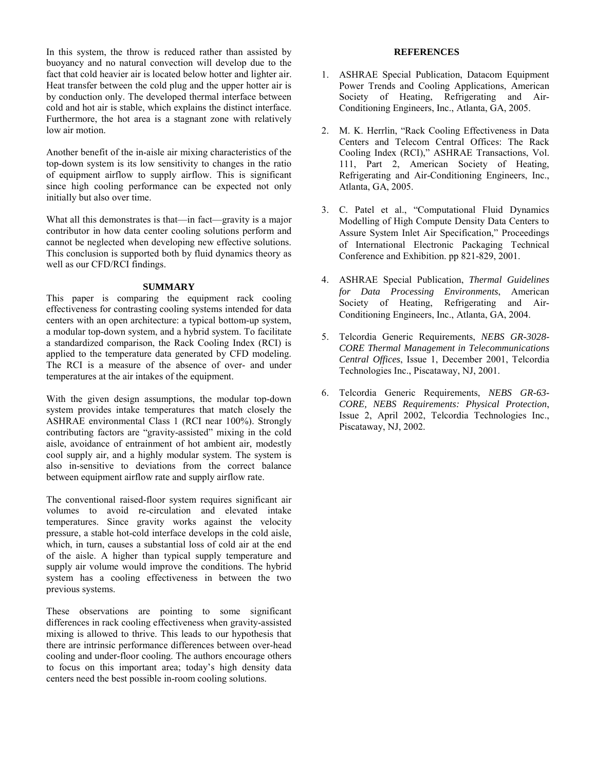In this system, the throw is reduced rather than assisted by buoyancy and no natural convection will develop due to the fact that cold heavier air is located below hotter and lighter air. Heat transfer between the cold plug and the upper hotter air is by conduction only. The developed thermal interface between cold and hot air is stable, which explains the distinct interface. Furthermore, the hot area is a stagnant zone with relatively low air motion.

Another benefit of the in-aisle air mixing characteristics of the top-down system is its low sensitivity to changes in the ratio of equipment airflow to supply airflow. This is significant since high cooling performance can be expected not only initially but also over time.

What all this demonstrates is that—in fact—gravity is a major contributor in how data center cooling solutions perform and cannot be neglected when developing new effective solutions. This conclusion is supported both by fluid dynamics theory as well as our CFD/RCI findings.

## SUMMARY

This paper is comparing the equipment rack cooling effectiveness for contrasting cooling systems intended for data centers with an open architecture: a typical bottom-up system, a modular top-down system, and a hybrid system. To facilitate a standardized comparison, the Rack Cooling Index (RCI) is applied to the temperature data generated by CFD modeling. The RCI is a measure of the absence of over- and under temperatures at the air intakes of the equipment.

With the given design assumptions, the modular top-down system provides intake temperatures that match closely the ASHRAE environmental Class 1 (RCI near 100%). Strongly contributing factors are "gravity-assisted" mixing in the cold aisle, avoidance of entrainment of hot ambient air, modestly cool supply air, and a highly modular system. The system is also in-sensitive to deviations from the correct balance between equipment airflow rate and supply airflow rate.

The conventional raised-floor system requires significant air volumes to avoid re-circulation and elevated intake temperatures. Since gravity works against the velocity pressure, a stable hot-cold interface develops in the cold aisle, which, in turn, causes a substantial loss of cold air at the end of the aisle. A higher than typical supply temperature and supply air volume would improve the conditions. The hybrid system has a cooling effectiveness in between the two previous systems.

These observations are pointing to some significant differences in rack cooling effectiveness when gravity-assisted mixing is allowed to thrive. This leads to our hypothesis that there are intrinsic performance differences between over-head cooling and under-floor cooling. The authors encourage others to focus on this important area; today's high density data centers need the best possible in-room cooling solutions.

## REFERENCES

1. ASHRAE Special Publication, Datacom Equipment Power Trends and Cooling Applications, American Society of Heating, Refrigerating and Air-Conditioning Engineers, Inc., Atlanta, GA, 2005.

2. M. K. Herrlin, "Rack Cooling Effectiveness in Data Centers and Telecom Central Offices: The Rack Cooling Index (RCI)," ASHRAE Transactions, Vol. 111, Part 2, American Society of Heating, Refrigerating and Air-Conditioning Engineers, Inc., Atlanta, GA, 2005.

3. C. Patel et al., "Computational Fluid Dynamics Modelling of High Compute Density Data Centers to Assure System Inlet Air Specification," Proceedings of International Electronic Packaging Technical Conference and Exhibition. pp 821-829, 2001.

4. ASHRAE Special Publication, *Thermal Guidelines for Data Processing Environments*, American Society of Heating, Refrigerating and Air-Conditioning Engineers, Inc., Atlanta, GA, 2004.

5. Telcordia Generic Requirements, *NEBS GR-3028-CORE Thermal Management in Telecommunications Central Offices*, Issue 1, December 2001, Telcordia Technologies Inc., Piscataway, NJ, 2001.

6. Telcordia Generic Requirements, *NEBS GR-63-CORE, NEBS Requirements: Physical Protection*, Issue 2, April 2002, Telcordia Technologies Inc., Piscataway, NJ, 2002.